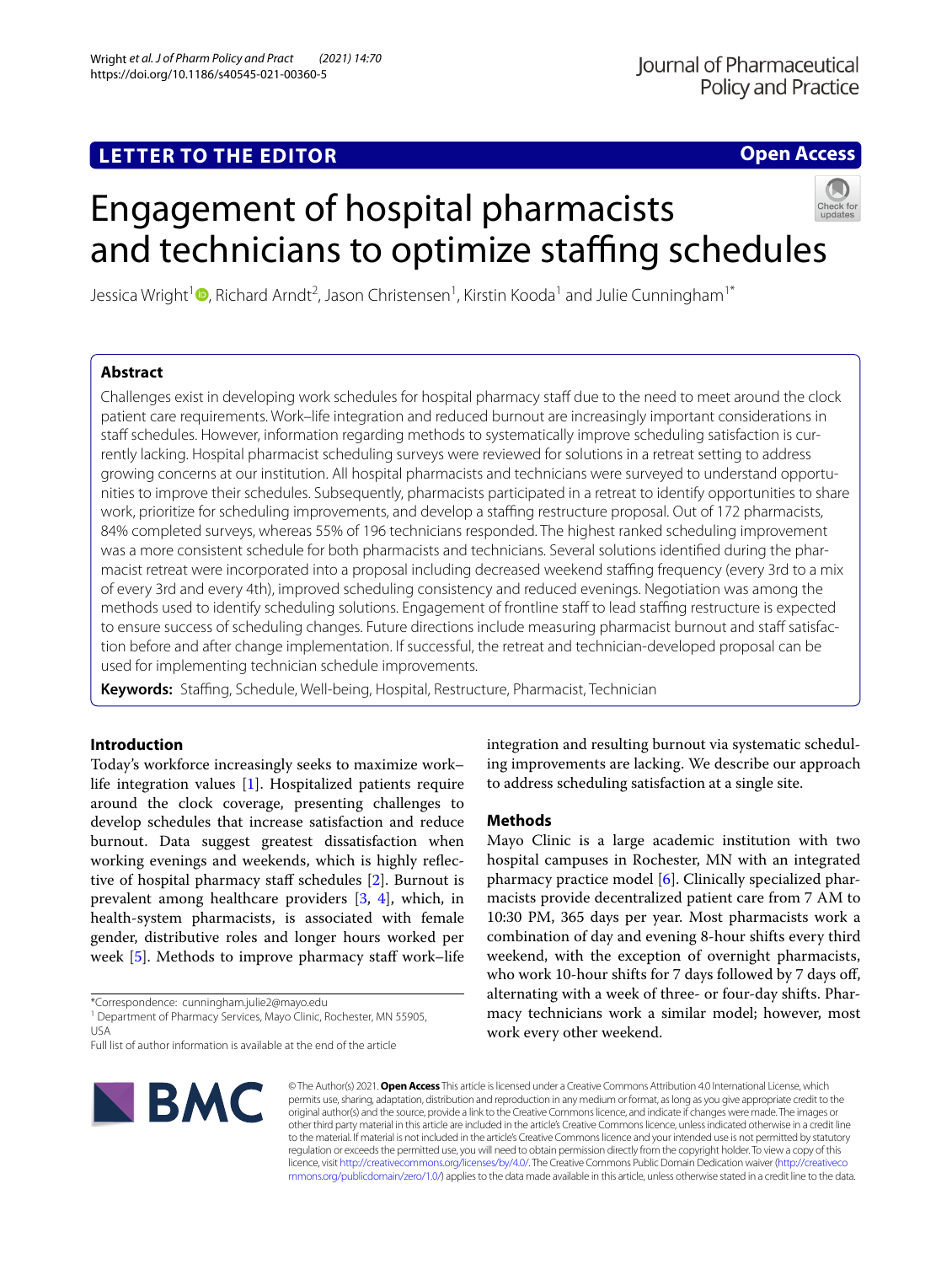LETTER TO THE EDITOR

Open Access

# Engagement of hospital pharmacists and technicians to optimize staffing schedules

Jessica Wright[1], Richard Arndt[2], Jason Christensen[1], Kirstin Kooda[1] and Julie Cunningham[1*]

## Abstract

Challenges exist in developing work schedules for hospital pharmacy staff due to the need to meet around the clock patient care requirements. Work–life integration and reduced burnout are increasingly important considerations in staff schedules. However, information regarding methods to systematically improve scheduling satisfaction is currently lacking. Hospital pharmacist scheduling surveys were reviewed for solutions in a retreat setting to address growing concerns at our institution. All hospital pharmacists and technicians were surveyed to understand opportunities to improve their schedules. Subsequently, pharmacists participated in a retreat to identify opportunities to share work, prioritize for scheduling improvements, and develop a staffing restructure proposal. Out of 172 pharmacists, 84% completed surveys, whereas 55% of 196 technicians responded. The highest ranked scheduling improvement was a more consistent schedule for both pharmacists and technicians. Several solutions identified during the pharmacist retreat were incorporated into a proposal including decreased weekend staffing frequency (every 3rd to a mix of every 3rd and every 4th), improved scheduling consistency and reduced evenings. Negotiation was among the methods used to identify scheduling solutions. Engagement of frontline staff to lead staffing restructure is expected to ensure success of scheduling changes. Future directions include measuring pharmacist burnout and staff satisfaction before and after change implementation. If successful, the retreat and technician-developed proposal can be used for implementing technician schedule improvements.

**Keywords:** Staffing, Schedule, Well-being, Hospital, Restructure, Pharmacist, Technician

## Introduction

Today's workforce increasingly seeks to maximize work–life integration values [1]. Hospitalized patients require around the clock coverage, presenting challenges to develop schedules that increase satisfaction and reduce burnout. Data suggest greatest dissatisfaction when working evenings and weekends, which is highly reflective of hospital pharmacy staff schedules [2]. Burnout is prevalent among healthcare providers [3, 4], which, in health-system pharmacists, is associated with female gender, distributive roles and longer hours worked per week [5]. Methods to improve pharmacy staff work–life integration and resulting burnout via systematic scheduling improvements are lacking. We describe our approach to address scheduling satisfaction at a single site.

## Methods

Mayo Clinic is a large academic institution with two hospital campuses in Rochester, MN with an integrated pharmacy practice model [6]. Clinically specialized pharmacists provide decentralized patient care from 7 AM to 10:30 PM, 365 days per year. Most pharmacists work a combination of day and evening 8-hour shifts every third weekend, with the exception of overnight pharmacists, who work 10-hour shifts for 7 days followed by 7 days off, alternating with a week of three- or four-day shifts. Pharmacy technicians work a similar model; however, most work every other weekend.

*Correspondence: cunningham.julie2@mayo.edu
[1] Department of Pharmacy Services, Mayo Clinic, Rochester, MN 55905, USA
Full list of author information is available at the end of the article

© The Author(s) 2021. **Open Access** This article is licensed under a Creative Commons Attribution 4.0 International License, which permits use, sharing, adaptation, distribution and reproduction in any medium or format, as long as you give appropriate credit to the original author(s) and the source, provide a link to the Creative Commons licence, and indicate if changes were made. The images or other third party material in this article are included in the article's Creative Commons licence, unless indicated otherwise in a credit line to the material. If material is not included in the article's Creative Commons licence and your intended use is not permitted by statutory regulation or exceeds the permitted use, you will need to obtain permission directly from the copyright holder. To view a copy of this licence, visit http://creativecommons.org/licenses/by/4.0/. The Creative Commons Public Domain Dedication waiver (http://creativecommons.org/publicdomain/zero/1.0/) applies to the data made available in this article, unless otherwise stated in a credit line to the data.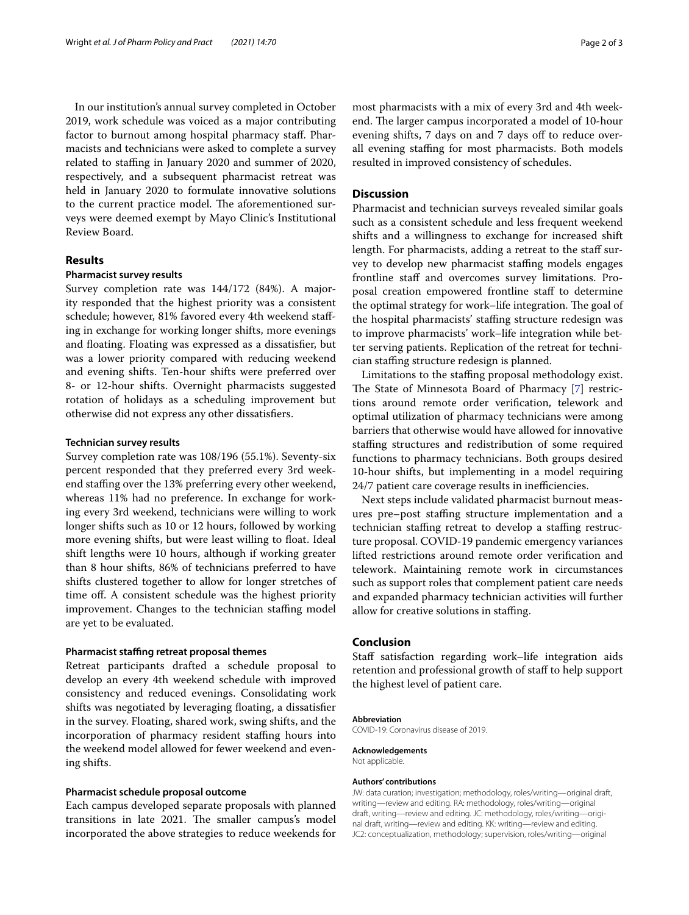In our institution's annual survey completed in October 2019, work schedule was voiced as a major contributing factor to burnout among hospital pharmacy staff. Pharmacists and technicians were asked to complete a survey related to staffing in January 2020 and summer of 2020, respectively, and a subsequent pharmacist retreat was held in January 2020 to formulate innovative solutions to the current practice model. The aforementioned surveys were deemed exempt by Mayo Clinic's Institutional Review Board.

## Results

### Pharmacist survey results

Survey completion rate was 144/172 (84%). A majority responded that the highest priority was a consistent schedule; however, 81% favored every 4th weekend staffing in exchange for working longer shifts, more evenings and floating. Floating was expressed as a dissatisfier, but was a lower priority compared with reducing weekend and evening shifts. Ten-hour shifts were preferred over 8- or 12-hour shifts. Overnight pharmacists suggested rotation of holidays as a scheduling improvement but otherwise did not express any other dissatisfiers.

### Technician survey results

Survey completion rate was 108/196 (55.1%). Seventy-six percent responded that they preferred every 3rd weekend staffing over the 13% preferring every other weekend, whereas 11% had no preference. In exchange for working every 3rd weekend, technicians were willing to work longer shifts such as 10 or 12 hours, followed by working more evening shifts, but were least willing to float. Ideal shift lengths were 10 hours, although if working greater than 8 hour shifts, 86% of technicians preferred to have shifts clustered together to allow for longer stretches of time off. A consistent schedule was the highest priority improvement. Changes to the technician staffing model are yet to be evaluated.

### Pharmacist staffing retreat proposal themes

Retreat participants drafted a schedule proposal to develop an every 4th weekend schedule with improved consistency and reduced evenings. Consolidating work shifts was negotiated by leveraging floating, a dissatisfier in the survey. Floating, shared work, swing shifts, and the incorporation of pharmacy resident staffing hours into the weekend model allowed for fewer weekend and evening shifts.

### Pharmacist schedule proposal outcome

Each campus developed separate proposals with planned transitions in late 2021. The smaller campus's model incorporated the above strategies to reduce weekends for most pharmacists with a mix of every 3rd and 4th weekend. The larger campus incorporated a model of 10-hour evening shifts, 7 days on and 7 days off to reduce overall evening staffing for most pharmacists. Both models resulted in improved consistency of schedules.

## Discussion

Pharmacist and technician surveys revealed similar goals such as a consistent schedule and less frequent weekend shifts and a willingness to exchange for increased shift length. For pharmacists, adding a retreat to the staff survey to develop new pharmacist staffing models engages frontline staff and overcomes survey limitations. Proposal creation empowered frontline staff to determine the optimal strategy for work–life integration. The goal of the hospital pharmacists' staffing structure redesign was to improve pharmacists' work–life integration while better serving patients. Replication of the retreat for technician staffing structure redesign is planned.

Limitations to the staffing proposal methodology exist. The State of Minnesota Board of Pharmacy [7] restrictions around remote order verification, telework and optimal utilization of pharmacy technicians were among barriers that otherwise would have allowed for innovative staffing structures and redistribution of some required functions to pharmacy technicians. Both groups desired 10-hour shifts, but implementing in a model requiring 24/7 patient care coverage results in inefficiencies.

Next steps include validated pharmacist burnout measures pre–post staffing structure implementation and a technician staffing retreat to develop a staffing restructure proposal. COVID-19 pandemic emergency variances lifted restrictions around remote order verification and telework. Maintaining remote work in circumstances such as support roles that complement patient care needs and expanded pharmacy technician activities will further allow for creative solutions in staffing.

## Conclusion

Staff satisfaction regarding work–life integration aids retention and professional growth of staff to help support the highest level of patient care.

#### Abbreviation

COVID-19: Coronavirus disease of 2019.

#### Acknowledgements

Not applicable.

#### Authors' contributions

JW: data curation; investigation; methodology, roles/writing—original draft, writing—review and editing. RA: methodology, roles/writing—original draft, writing—review and editing. JC: methodology, roles/writing—original draft, writing—review and editing. KK: writing—review and editing. JC2: conceptualization, methodology; supervision, roles/writing—original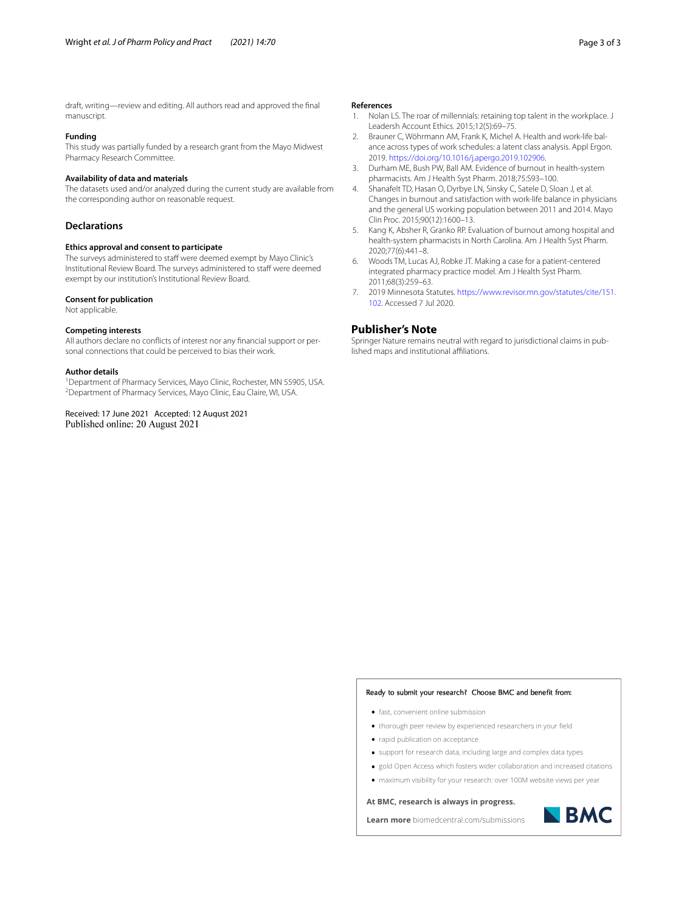draft, writing—review and editing. All authors read and approved the final manuscript.

#### Funding

This study was partially funded by a research grant from the Mayo Midwest Pharmacy Research Committee.

#### Availability of data and materials

The datasets used and/or analyzed during the current study are available from the corresponding author on reasonable request.

## Declarations

#### Ethics approval and consent to participate

The surveys administered to staff were deemed exempt by Mayo Clinic's Institutional Review Board. The surveys administered to staff were deemed exempt by our institution's Institutional Review Board.

#### Consent for publication

Not applicable.

#### Competing interests

All authors declare no conflicts of interest nor any financial support or personal connections that could be perceived to bias their work.

#### Author details

[1]Department of Pharmacy Services, Mayo Clinic, Rochester, MN 55905, USA. [2]Department of Pharmacy Services, Mayo Clinic, Eau Claire, WI, USA.

Received: 17 June 2021 Accepted: 12 August 2021
Published online: 20 August 2021

#### References

1. Nolan LS. The roar of millennials: retaining top talent in the workplace. J Leadersh Account Ethics. 2015;12(5):69–75.
2. Brauner C, Wöhrmann AM, Frank K, Michel A. Health and work-life balance across types of work schedules: a latent class analysis. Appl Ergon. 2019. https://doi.org/10.1016/j.apergo.2019.102906.
3. Durham ME, Bush PW, Ball AM. Evidence of burnout in health-system pharmacists. Am J Health Syst Pharm. 2018;75:S93–100.
4. Shanafelt TD, Hasan O, Dyrbye LN, Sinsky C, Satele D, Sloan J, et al. Changes in burnout and satisfaction with work-life balance in physicians and the general US working population between 2011 and 2014. Mayo Clin Proc. 2015;90(12):1600–13.
5. Kang K, Absher R, Granko RP. Evaluation of burnout among hospital and health-system pharmacists in North Carolina. Am J Health Syst Pharm. 2020;77(6):441–8.
6. Woods TM, Lucas AJ, Robke JT. Making a case for a patient-centered integrated pharmacy practice model. Am J Health Syst Pharm. 2011;68(3):259–63.
7. 2019 Minnesota Statutes. https://www.revisor.mn.gov/statutes/cite/151.102. Accessed 7 Jul 2020.

## Publisher's Note

Springer Nature remains neutral with regard to jurisdictional claims in published maps and institutional affiliations.

Ready to submit your research? Choose BMC and benefit from:

- fast, convenient online submission
- thorough peer review by experienced researchers in your field
- rapid publication on acceptance
- support for research data, including large and complex data types
- gold Open Access which fosters wider collaboration and increased citations
- maximum visibility for your research: over 100M website views per year

**At BMC, research is always in progress.**

**Learn more** biomedcentral.com/submissions

BMC